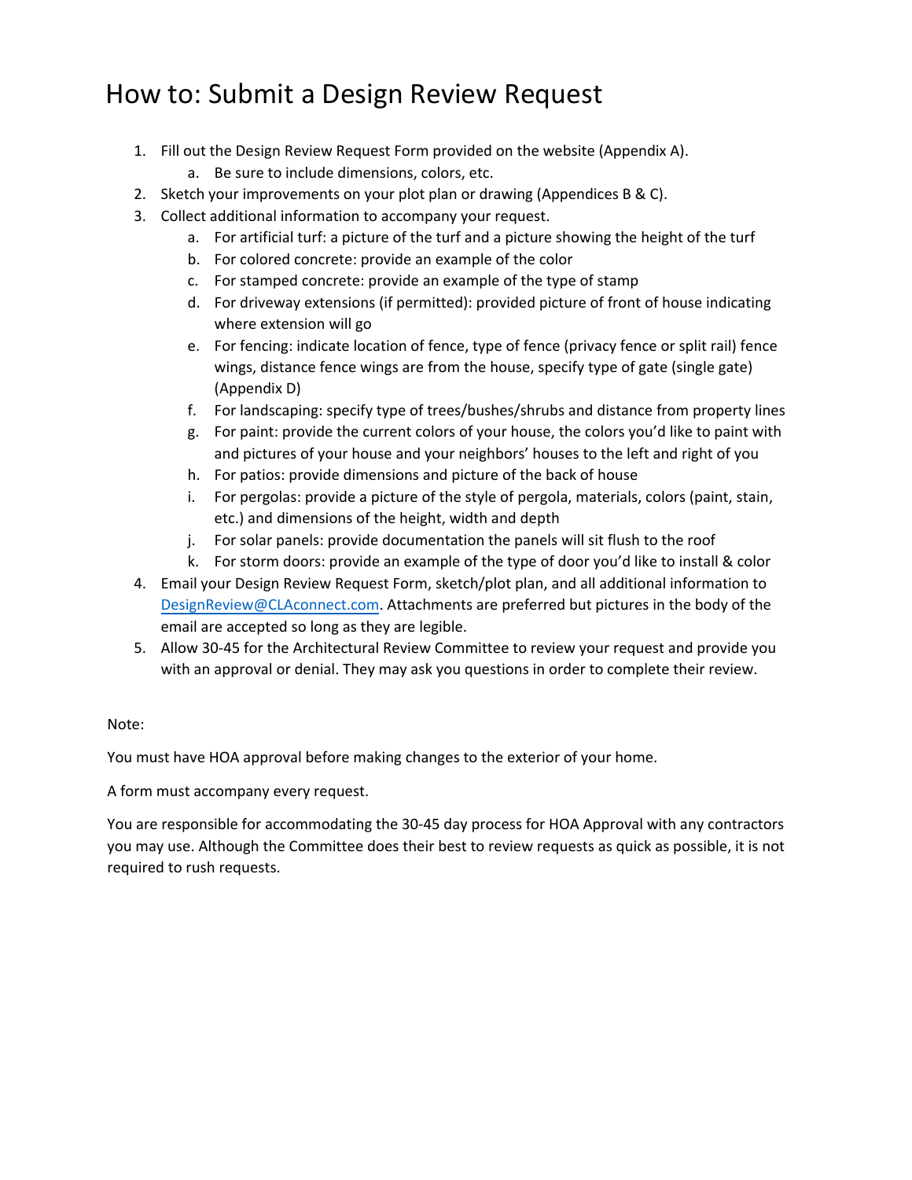# How to: Submit a Design Review Request

1. Fill out the Design Review Request Form provided on the website (Appendix A).
   a. Be sure to include dimensions, colors, etc.
2. Sketch your improvements on your plot plan or drawing (Appendices B & C).
3. Collect additional information to accompany your request.
   a. For artificial turf: a picture of the turf and a picture showing the height of the turf
   b. For colored concrete: provide an example of the color
   c. For stamped concrete: provide an example of the type of stamp
   d. For driveway extensions (if permitted): provided picture of front of house indicating where extension will go
   e. For fencing: indicate location of fence, type of fence (privacy fence or split rail) fence wings, distance fence wings are from the house, specify type of gate (single gate) (Appendix D)
   f. For landscaping: specify type of trees/bushes/shrubs and distance from property lines
   g. For paint: provide the current colors of your house, the colors you'd like to paint with and pictures of your house and your neighbors' houses to the left and right of you
   h. For patios: provide dimensions and picture of the back of house
   i. For pergolas: provide a picture of the style of pergola, materials, colors (paint, stain, etc.) and dimensions of the height, width and depth
   j. For solar panels: provide documentation the panels will sit flush to the roof
   k. For storm doors: provide an example of the type of door you'd like to install & color
4. Email your Design Review Request Form, sketch/plot plan, and all additional information to DesignReview@CLAconnect.com. Attachments are preferred but pictures in the body of the email are accepted so long as they are legible.
5. Allow 30-45 for the Architectural Review Committee to review your request and provide you with an approval or denial. They may ask you questions in order to complete their review.

Note:

You must have HOA approval before making changes to the exterior of your home.

A form must accompany every request.

You are responsible for accommodating the 30-45 day process for HOA Approval with any contractors you may use. Although the Committee does their best to review requests as quick as possible, it is not required to rush requests.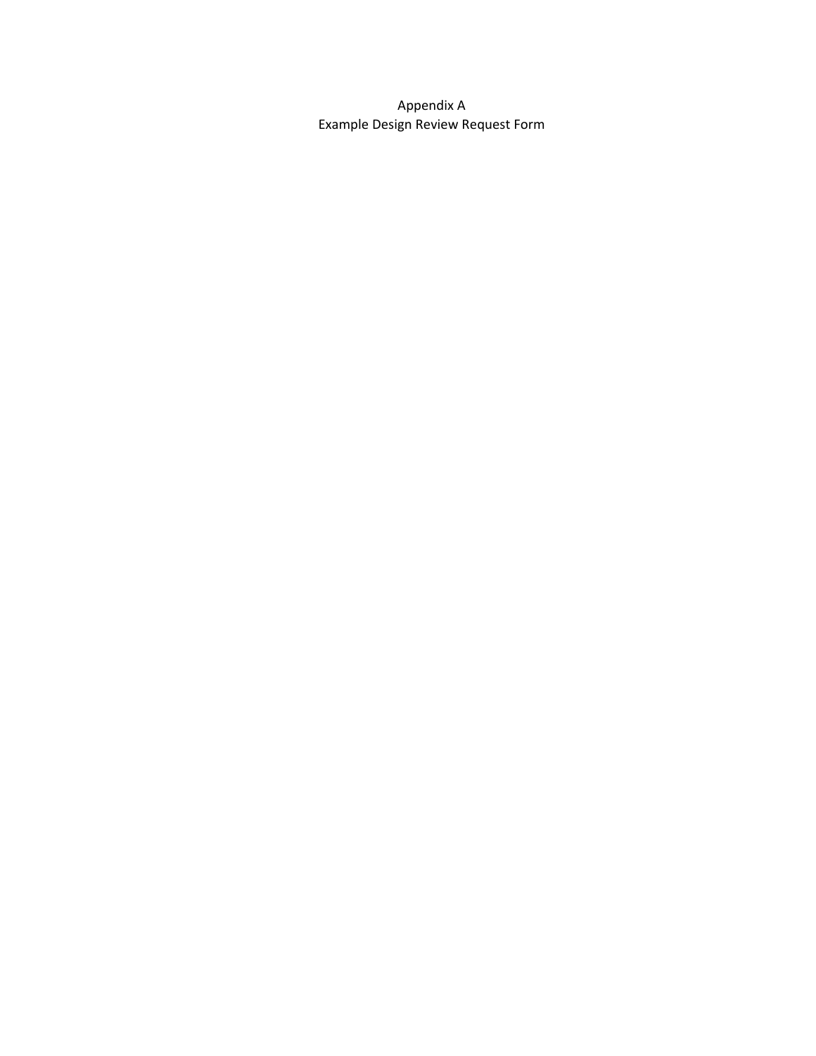# Appendix A
## Example Design Review Request Form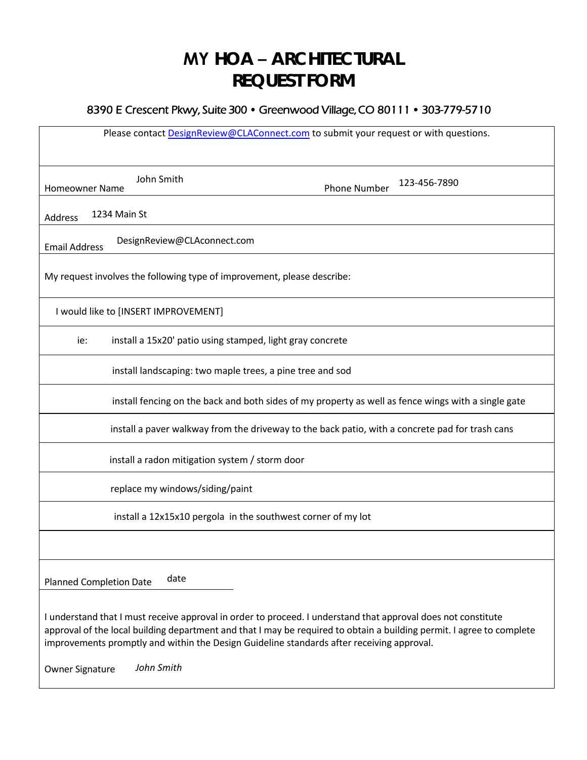# MY HOA – ARCHITECTURAL REQUEST FORM

8390 E Crescent Pkwy, Suite 300 • Greenwood Village, CO 80111 • 303-779-5710

Please contact DesignReview@CLAConnect.com to submit your request or with questions.

Homeowner Name: John Smith

Phone Number: 123-456-7890

Address: 1234 Main St

Email Address: DesignReview@CLAconnect.com

My request involves the following type of improvement, please describe:

I would like to [INSERT IMPROVEMENT]

ie: install a 15x20' patio using stamped, light gray concrete

install landscaping: two maple trees, a pine tree and sod

install fencing on the back and both sides of my property as well as fence wings with a single gate

install a paver walkway from the driveway to the back patio, with a concrete pad for trash cans

install a radon mitigation system / storm door

replace my windows/siding/paint

install a 12x15x10 pergola in the southwest corner of my lot

Planned Completion Date: date

I understand that I must receive approval in order to proceed. I understand that approval does not constitute approval of the local building department and that I may be required to obtain a building permit. I agree to complete improvements promptly and within the Design Guideline standards after receiving approval.

Owner Signature: *John Smith*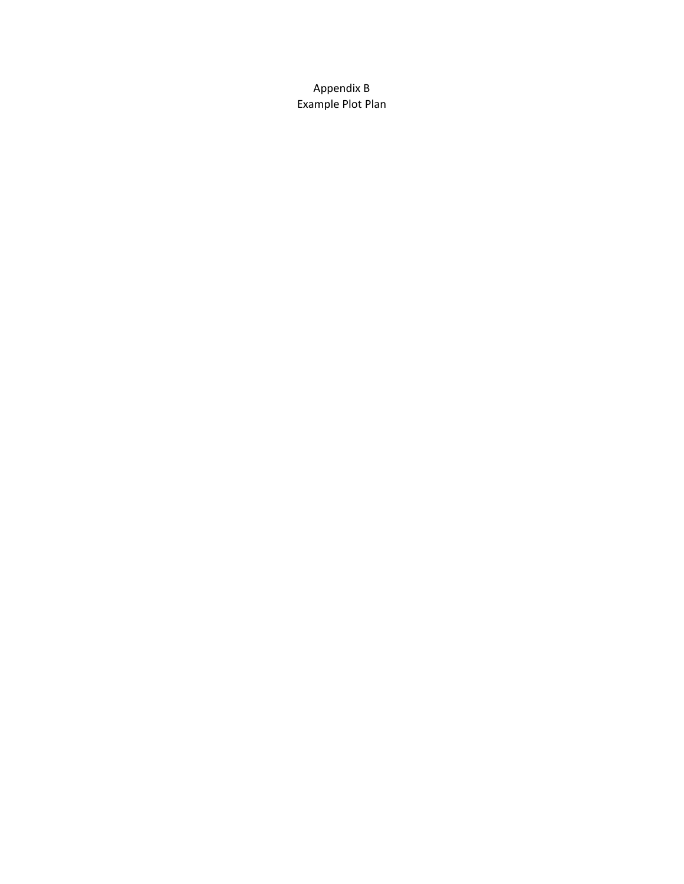# Appendix B
## Example Plot Plan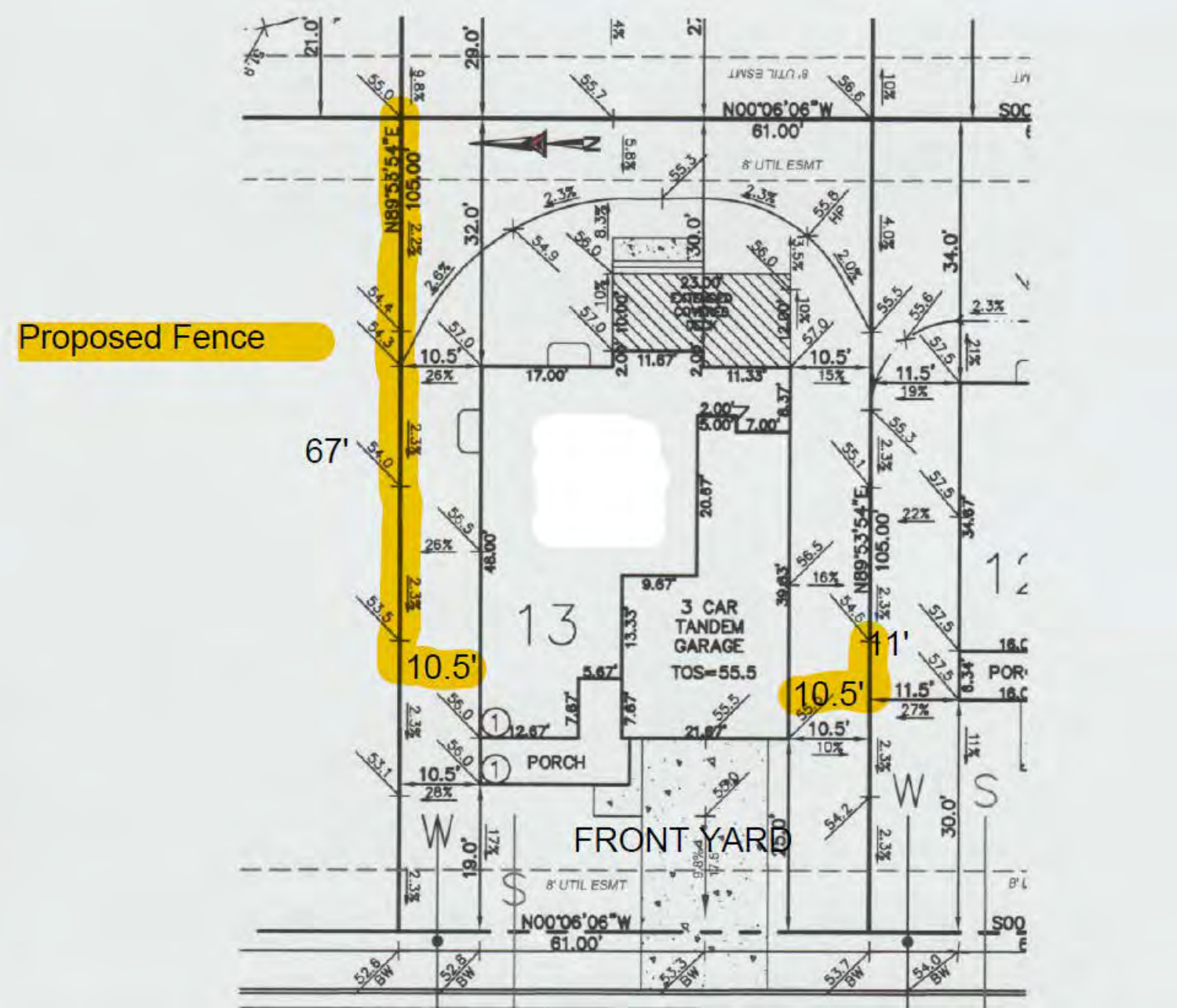Proposed Fence

67'

10.5'

11'

10.5'

N89°53'54"E 105.00'

N00°06'06"W 61.00'

8' UTIL ESMT

23.00' EXTENDED COVERED DECK

3 CAR TANDEM GARAGE

TOS=55.5

PORCH

13

FRONT YARD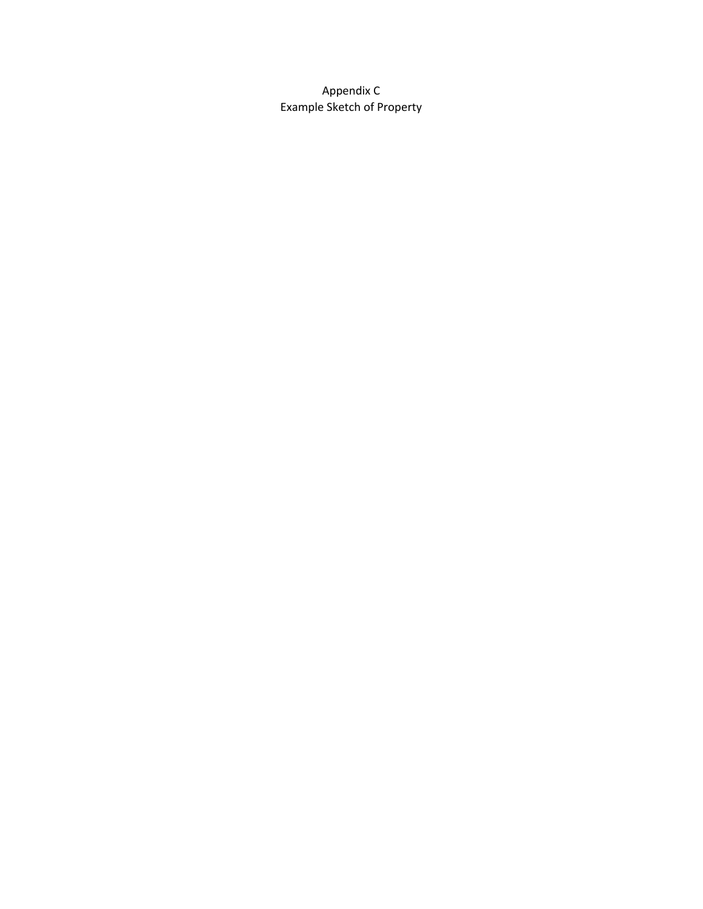Appendix C
Example Sketch of Property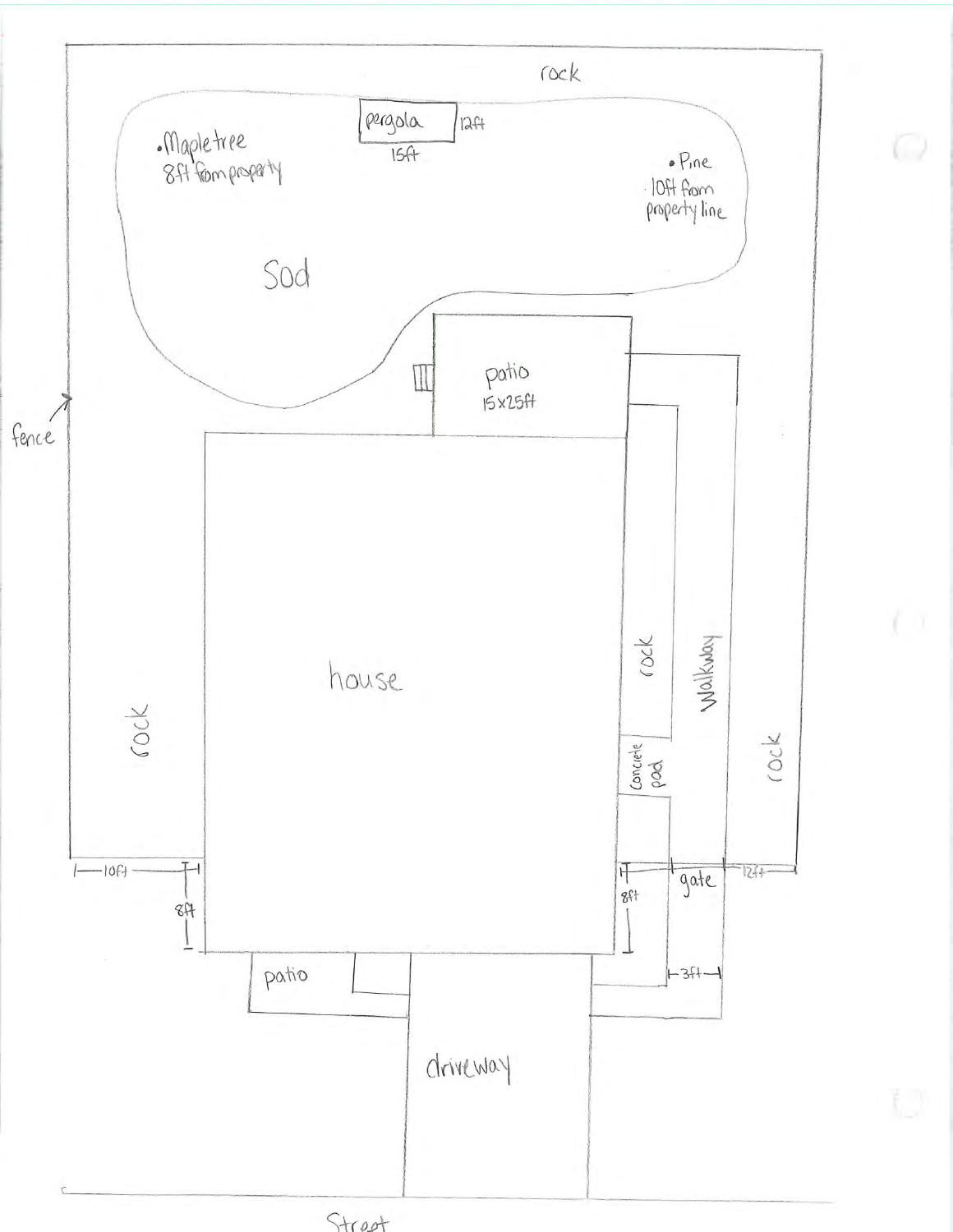rock

pergola 15ft 12ft

• Maple tree 8ft from property

• Pine 10ft from property line

Sod

patio 15x25ft

fence

house

rock

rock

Walkway

Concrete pad

rock

10ft

8ft

8ft

gate

12ft

3ft

patio

driveway

Street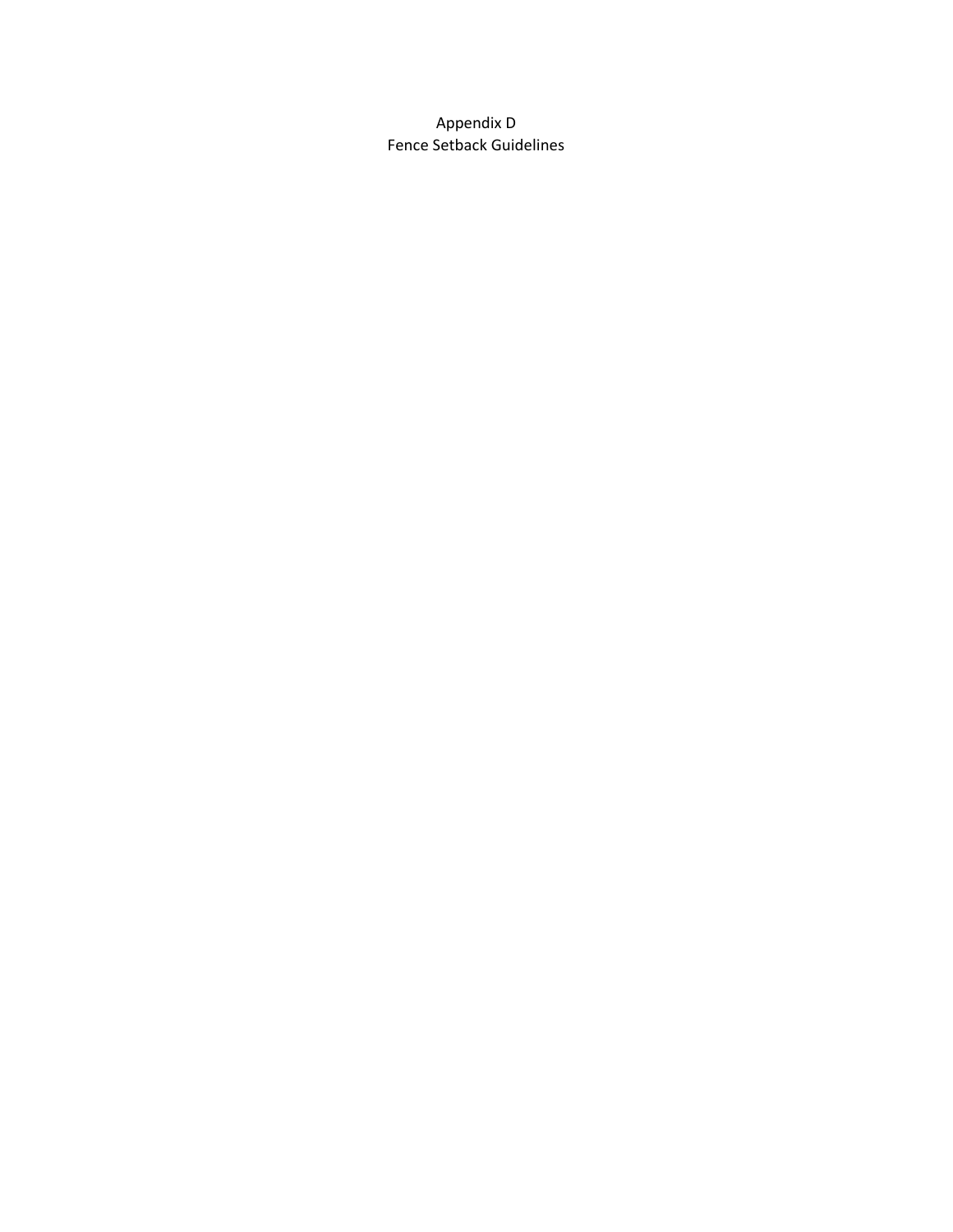# Appendix D
# Fence Setback Guidelines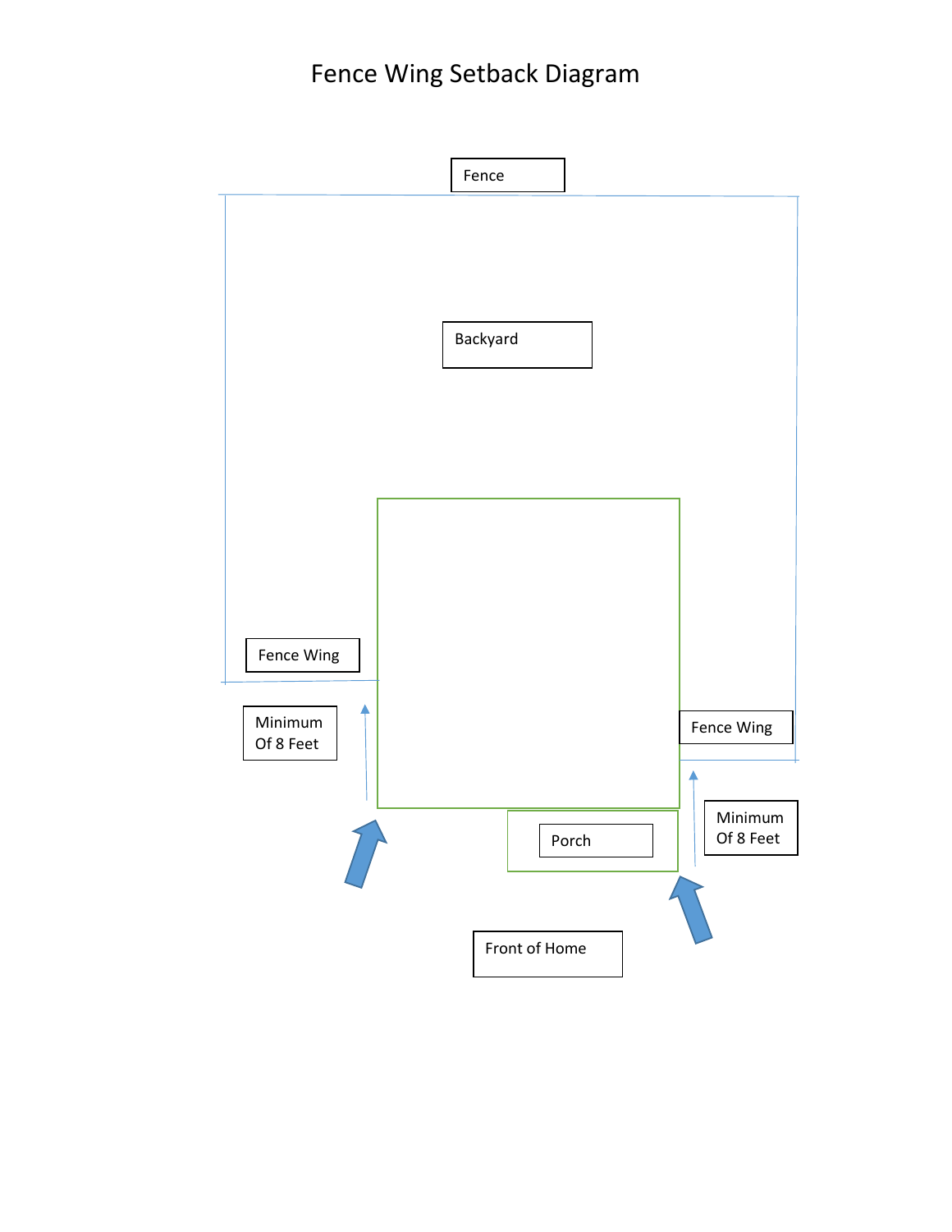# Fence Wing Setback Diagram

Fence

Backyard

Fence Wing

Minimum Of 8 Feet

Fence Wing

Minimum Of 8 Feet

Porch

Front of Home